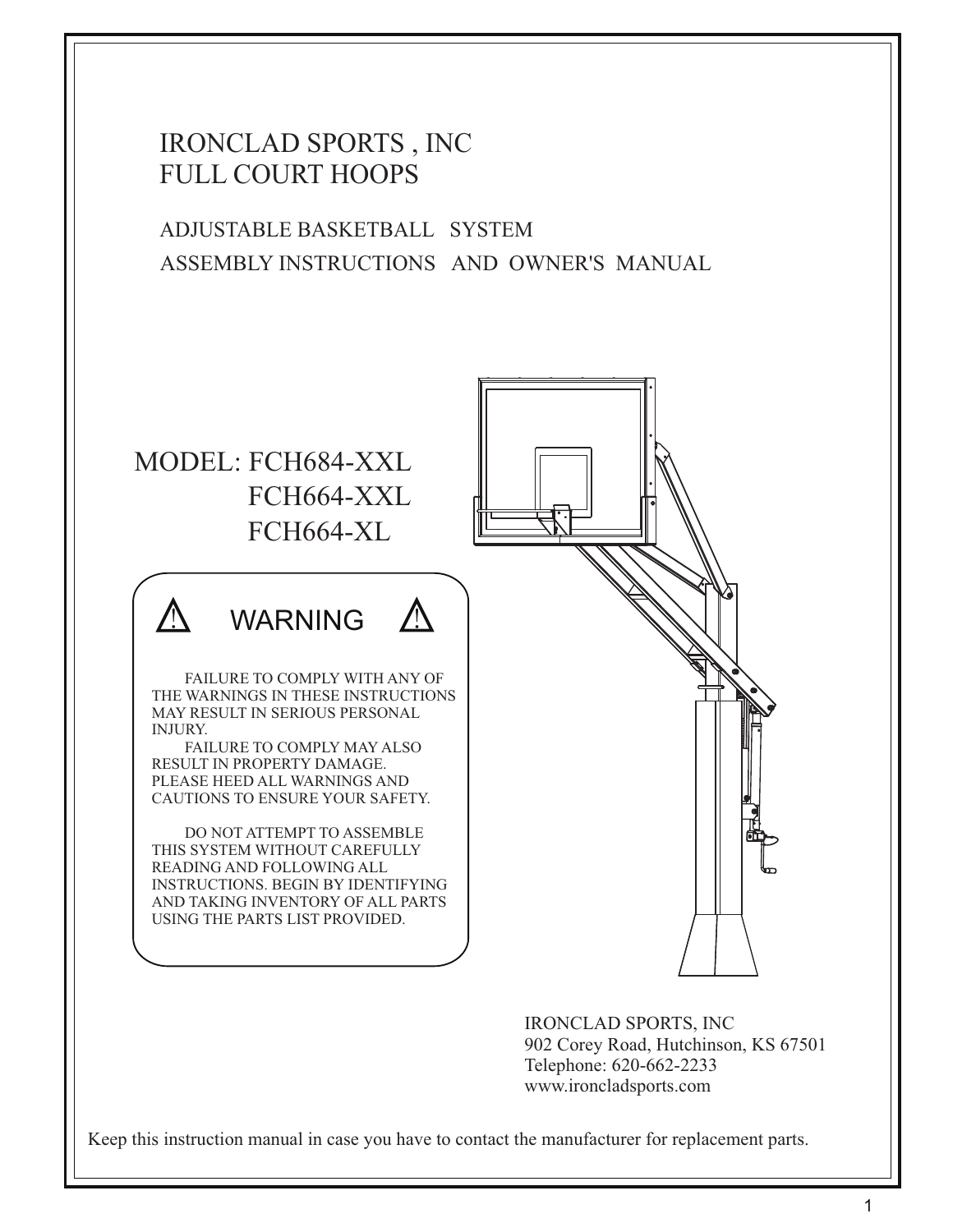# IRONCLAD SPORTS , INC
# FULL COURT HOOPS

## ADJUSTABLE BASKETBALL SYSTEM
## ASSEMBLY INSTRUCTIONS AND OWNER'S MANUAL

## MODEL: FCH684-XXL
## FCH664-XXL
## FCH664-XL

### ⚠ WARNING ⚠

FAILURE TO COMPLY WITH ANY OF THE WARNINGS IN THESE INSTRUCTIONS MAY RESULT IN SERIOUS PERSONAL INJURY.

FAILURE TO COMPLY MAY ALSO RESULT IN PROPERTY DAMAGE. PLEASE HEED ALL WARNINGS AND CAUTIONS TO ENSURE YOUR SAFETY.

DO NOT ATTEMPT TO ASSEMBLE THIS SYSTEM WITHOUT CAREFULLY READING AND FOLLOWING ALL INSTRUCTIONS. BEGIN BY IDENTIFYING AND TAKING INVENTORY OF ALL PARTS USING THE PARTS LIST PROVIDED.

IRONCLAD SPORTS, INC
902 Corey Road, Hutchinson, KS 67501
Telephone: 620-662-2233
www.ironcladsports.com

Keep this instruction manual in case you have to contact the manufacturer for replacement parts.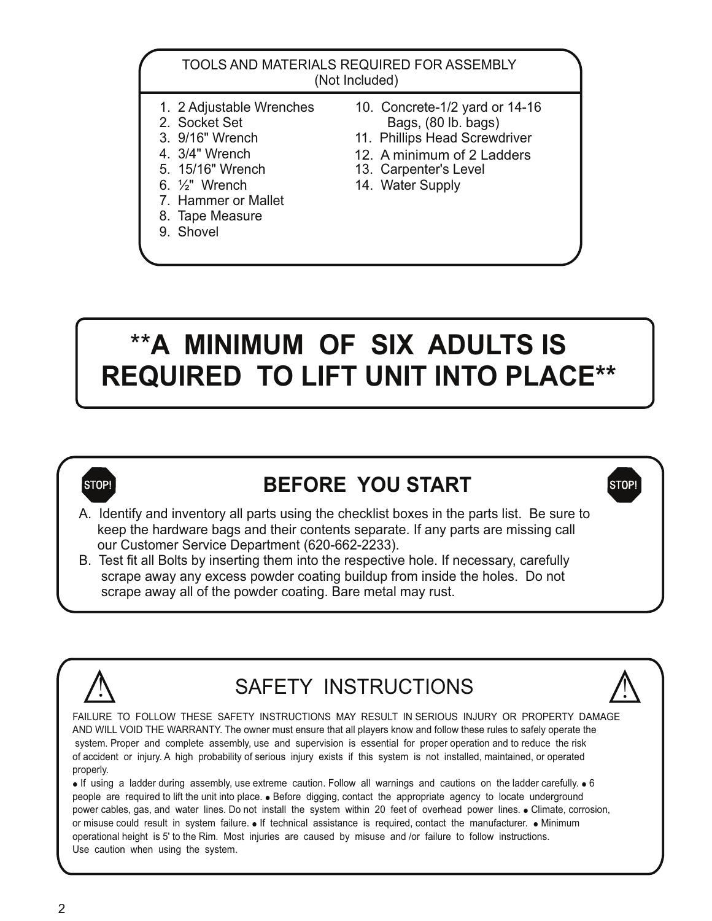## TOOLS AND MATERIALS REQUIRED FOR ASSEMBLY
(Not Included)

1. 2 Adjustable Wrenches
2. Socket Set
3. 9/16" Wrench
4. 3/4" Wrench
5. 15/16" Wrench
6. ½" Wrench
7. Hammer or Mallet
8. Tape Measure
9. Shovel
10. Concrete-1/2 yard or 14-16 Bags, (80 lb. bags)
11. Phillips Head Screwdriver
12. A minimum of 2 Ladders
13. Carpenter's Level
14. Water Supply

# **A MINIMUM OF SIX ADULTS IS REQUIRED TO LIFT UNIT INTO PLACE**

## STOP! BEFORE YOU START STOP!

A. Identify and inventory all parts using the checklist boxes in the parts list. Be sure to keep the hardware bags and their contents separate. If any parts are missing call our Customer Service Department (620-662-2233).

B. Test fit all Bolts by inserting them into the respective hole. If necessary, carefully scrape away any excess powder coating buildup from inside the holes. Do not scrape away all of the powder coating. Bare metal may rust.

## ⚠ SAFETY INSTRUCTIONS ⚠

FAILURE TO FOLLOW THESE SAFETY INSTRUCTIONS MAY RESULT IN SERIOUS INJURY OR PROPERTY DAMAGE AND WILL VOID THE WARRANTY. The owner must ensure that all players know and follow these rules to safely operate the system. Proper and complete assembly, use and supervision is essential for proper operation and to reduce the risk of accident or injury. A high probability of serious injury exists if this system is not installed, maintained, or operated properly.

● If using a ladder during assembly, use extreme caution. Follow all warnings and cautions on the ladder carefully. ● 6 people are required to lift the unit into place. ● Before digging, contact the appropriate agency to locate underground power cables, gas, and water lines. Do not install the system within 20 feet of overhead power lines. ● Climate, corrosion, or misuse could result in system failure. ● If technical assistance is required, contact the manufacturer. ● Minimum operational height is 5' to the Rim. Most injuries are caused by misuse and /or failure to follow instructions. Use caution when using the system.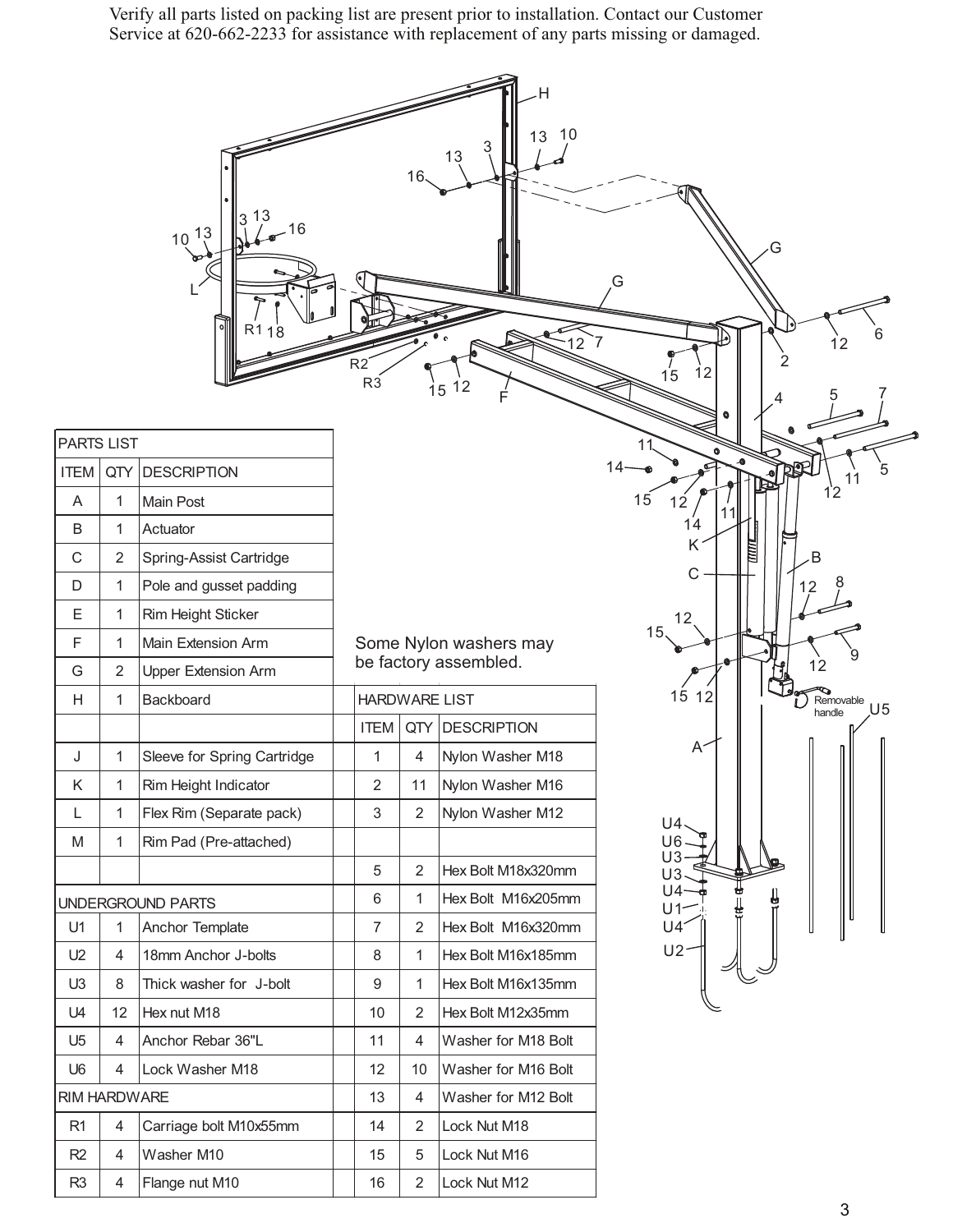Verify all parts listed on packing list are present prior to installation. Contact our Customer Service at 620-662-2233 for assistance with replacement of any parts missing or damaged.

Some Nylon washers may be factory assembled.

| PARTS LIST | | |
|---|---|---|
| ITEM | QTY | DESCRIPTION |
| A | 1 | Main Post |
| B | 1 | Actuator |
| C | 2 | Spring-Assist Cartridge |
| D | 1 | Pole and gusset padding |
| E | 1 | Rim Height Sticker |
| F | 1 | Main Extension Arm |
| G | 2 | Upper Extension Arm |
| H | 1 | Backboard |
| J | 1 | Sleeve for Spring Cartridge |
| K | 1 | Rim Height Indicator |
| L | 1 | Flex Rim (Separate pack) |
| M | 1 | Rim Pad (Pre-attached) |
| **UNDERGROUND PARTS** | | |
| U1 | 1 | Anchor Template |
| U2 | 4 | 18mm Anchor J-bolts |
| U3 | 8 | Thick washer for J-bolt |
| U4 | 12 | Hex nut M18 |
| U5 | 4 | Anchor Rebar 36"L |
| U6 | 4 | Lock Washer M18 |
| **RIM HARDWARE** | | |
| R1 | 4 | Carriage bolt M10x55mm |
| R2 | 4 | Washer M10 |
| R3 | 4 | Flange nut M10 |

| HARDWARE LIST | | |
|---|---|---|
| ITEM | QTY | DESCRIPTION |
| 1 | 4 | Nylon Washer M18 |
| 2 | 11 | Nylon Washer M16 |
| 3 | 2 | Nylon Washer M12 |
| 5 | 2 | Hex Bolt M18x320mm |
| 6 | 1 | Hex Bolt M16x205mm |
| 7 | 2 | Hex Bolt M16x320mm |
| 8 | 1 | Hex Bolt M16x185mm |
| 9 | 1 | Hex Bolt M16x135mm |
| 10 | 2 | Hex Bolt M12x35mm |
| 11 | 4 | Washer for M18 Bolt |
| 12 | 10 | Washer for M16 Bolt |
| 13 | 4 | Washer for M12 Bolt |
| 14 | 2 | Lock Nut M18 |
| 15 | 5 | Lock Nut M16 |
| 16 | 2 | Lock Nut M12 |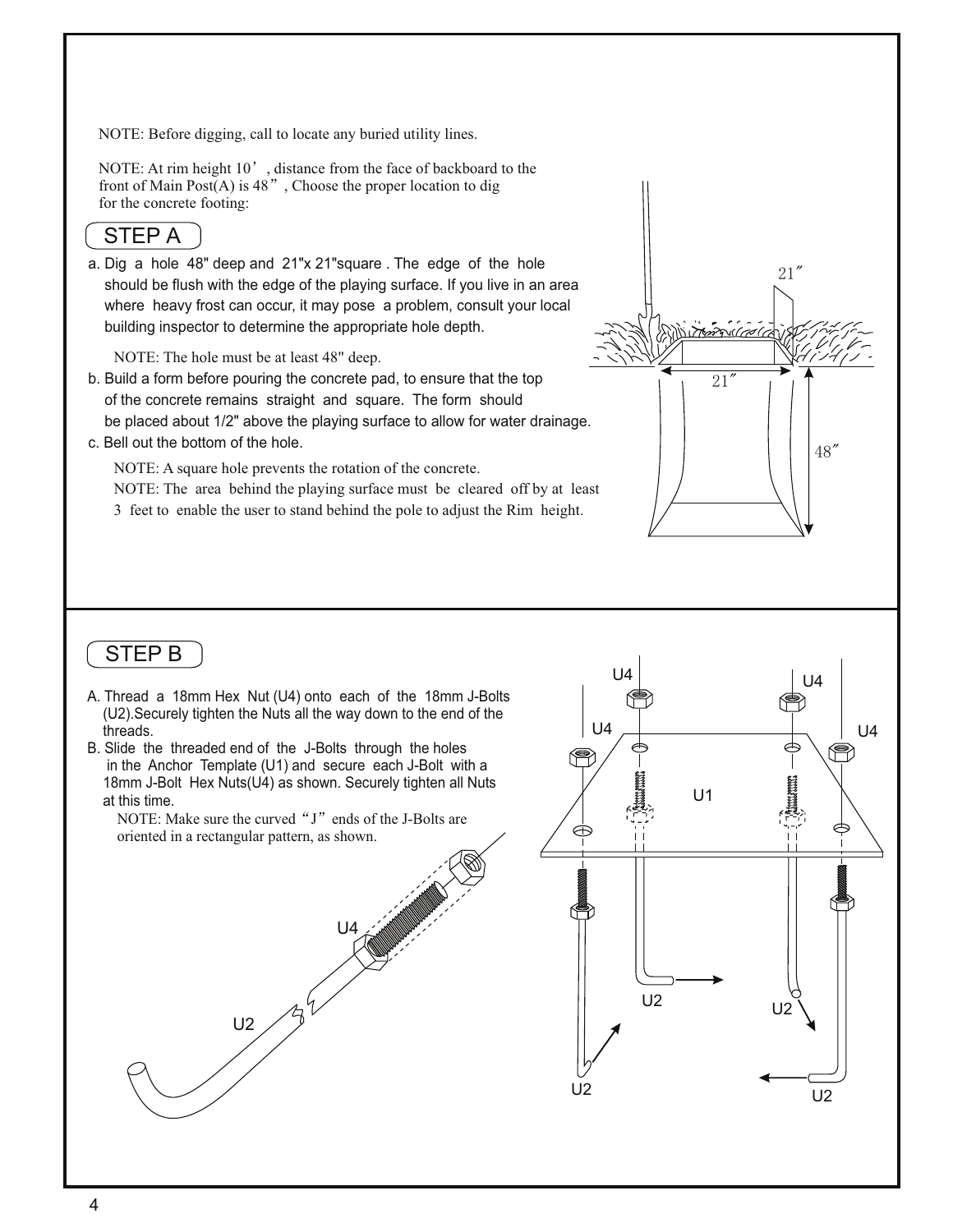NOTE: Before digging, call to locate any buried utility lines.

NOTE: At rim height 10', distance from the face of backboard to the front of Main Post(A) is 48", Choose the proper location to dig for the concrete footing:

## STEP A

a. Dig a hole 48" deep and 21"x 21"square . The edge of the hole should be flush with the edge of the playing surface. If you live in an area where heavy frost can occur, it may pose a problem, consult your local building inspector to determine the appropriate hole depth.

NOTE: The hole must be at least 48" deep.

b. Build a form before pouring the concrete pad, to ensure that the top of the concrete remains straight and square. The form should be placed about 1/2" above the playing surface to allow for water drainage.

c. Bell out the bottom of the hole.

NOTE: A square hole prevents the rotation of the concrete.

NOTE: The area behind the playing surface must be cleared off by at least 3 feet to enable the user to stand behind the pole to adjust the Rim height.

21"

21"

48"

## STEP B

A. Thread a 18mm Hex Nut (U4) onto each of the 18mm J-Bolts (U2).Securely tighten the Nuts all the way down to the end of the threads.

B. Slide the threaded end of the J-Bolts through the holes in the Anchor Template (U1) and secure each J-Bolt with a 18mm J-Bolt Hex Nuts(U4) as shown. Securely tighten all Nuts at this time.

NOTE: Make sure the curved "J" ends of the J-Bolts are oriented in a rectangular pattern, as shown.

U4 U4 U4 U4 U1 U2 U2 U2 U2

U4 U2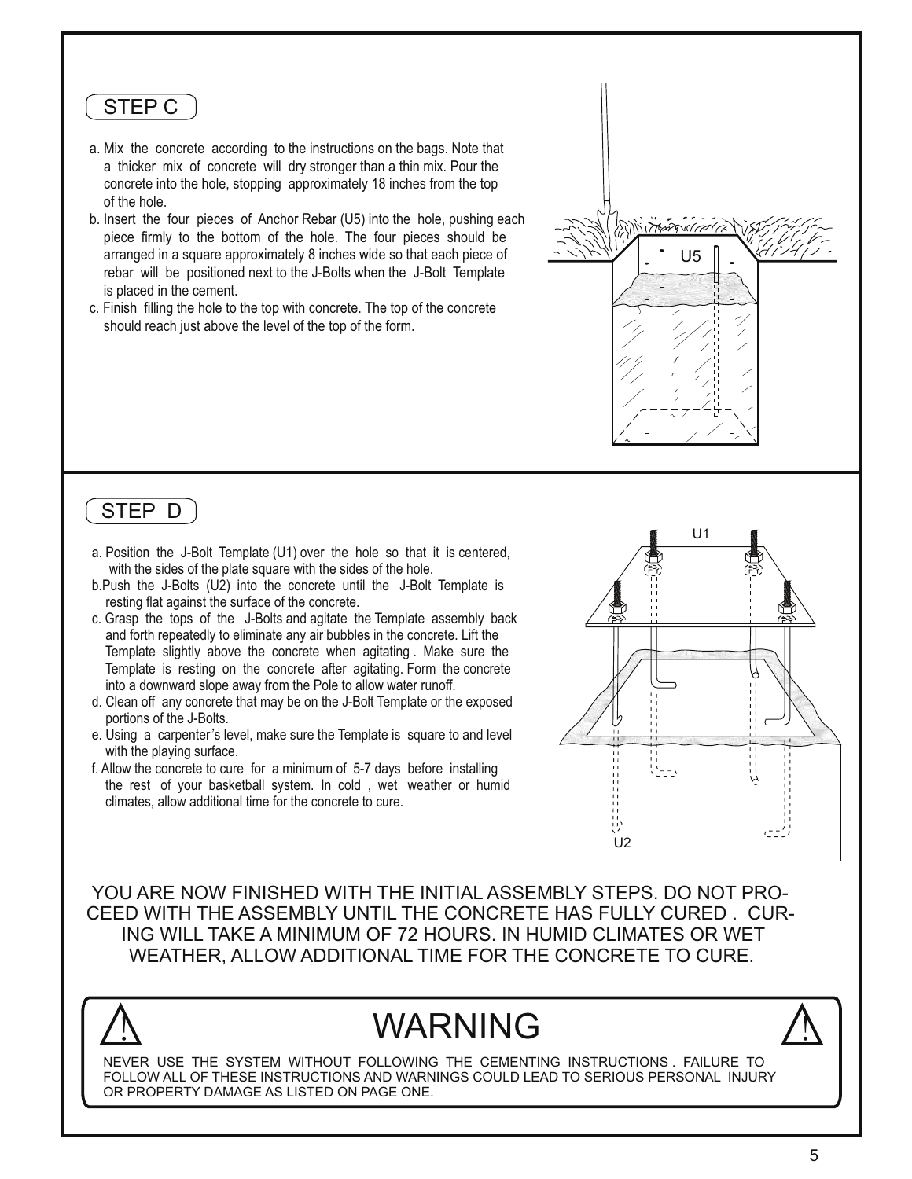## STEP C

a. Mix the concrete according to the instructions on the bags. Note that a thicker mix of concrete will dry stronger than a thin mix. Pour the concrete into the hole, stopping approximately 18 inches from the top of the hole.

b. Insert the four pieces of Anchor Rebar (U5) into the hole, pushing each piece firmly to the bottom of the hole. The four pieces should be arranged in a square approximately 8 inches wide so that each piece of rebar will be positioned next to the J-Bolts when the J-Bolt Template is placed in the cement.

c. Finish filling the hole to the top with concrete. The top of the concrete should reach just above the level of the top of the form.

## STEP D

a. Position the J-Bolt Template (U1) over the hole so that it is centered, with the sides of the plate square with the sides of the hole.

b. Push the J-Bolts (U2) into the concrete until the J-Bolt Template is resting flat against the surface of the concrete.

c. Grasp the tops of the J-Bolts and agitate the Template assembly back and forth repeatedly to eliminate any air bubbles in the concrete. Lift the Template slightly above the concrete when agitating. Make sure the Template is resting on the concrete after agitating. Form the concrete into a downward slope away from the Pole to allow water runoff.

d. Clean off any concrete that may be on the J-Bolt Template or the exposed portions of the J-Bolts.

e. Using a carpenter's level, make sure the Template is square to and level with the playing surface.

f. Allow the concrete to cure for a minimum of 5-7 days before installing the rest of your basketball system. In cold, wet weather or humid climates, allow additional time for the concrete to cure.

YOU ARE NOW FINISHED WITH THE INITIAL ASSEMBLY STEPS. DO NOT PROCEED WITH THE ASSEMBLY UNTIL THE CONCRETE HAS FULLY CURED. CURING WILL TAKE A MINIMUM OF 72 HOURS. IN HUMID CLIMATES OR WET WEATHER, ALLOW ADDITIONAL TIME FOR THE CONCRETE TO CURE.

## WARNING

NEVER USE THE SYSTEM WITHOUT FOLLOWING THE CEMENTING INSTRUCTIONS. FAILURE TO FOLLOW ALL OF THESE INSTRUCTIONS AND WARNINGS COULD LEAD TO SERIOUS PERSONAL INJURY OR PROPERTY DAMAGE AS LISTED ON PAGE ONE.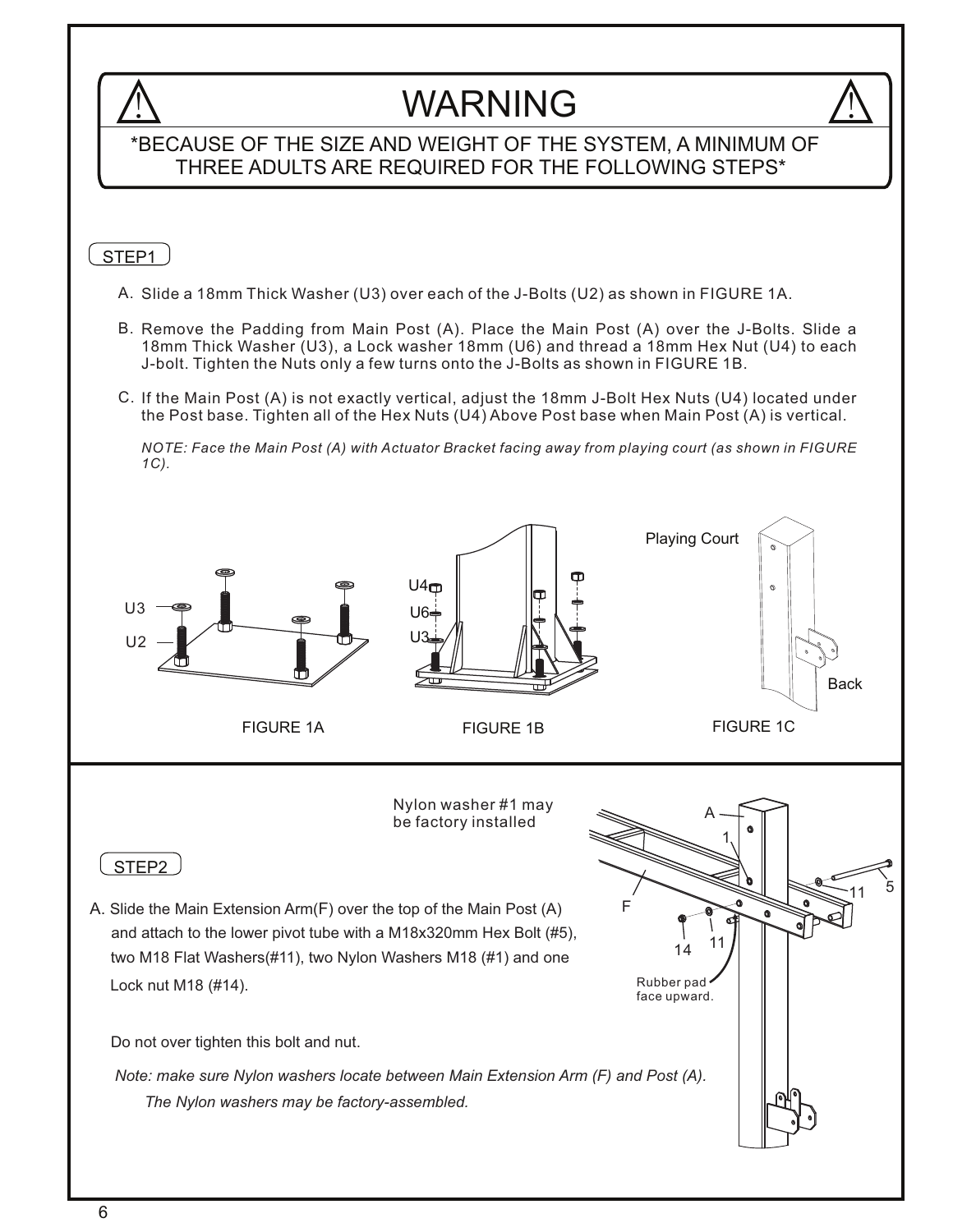# WARNING

*BECAUSE OF THE SIZE AND WEIGHT OF THE SYSTEM, A MINIMUM OF THREE ADULTS ARE REQUIRED FOR THE FOLLOWING STEPS*

## STEP1

A. Slide a 18mm Thick Washer (U3) over each of the J-Bolts (U2) as shown in FIGURE 1A.

B. Remove the Padding from Main Post (A). Place the Main Post (A) over the J-Bolts. Slide a 18mm Thick Washer (U3), a Lock washer 18mm (U6) and thread a 18mm Hex Nut (U4) to each J-bolt. Tighten the Nuts only a few turns onto the J-Bolts as shown in FIGURE 1B.

C. If the Main Post (A) is not exactly vertical, adjust the 18mm J-Bolt Hex Nuts (U4) located under the Post base. Tighten all of the Hex Nuts (U4) Above Post base when Main Post (A) is vertical.

*NOTE: Face the Main Post (A) with Actuator Bracket facing away from playing court (as shown in FIGURE 1C).*

U3 U2

FIGURE 1A

U4 U6 U3

FIGURE 1B

Playing Court

Back

FIGURE 1C

## STEP2

A. Slide the Main Extension Arm(F) over the top of the Main Post (A) and attach to the lower pivot tube with a M18x320mm Hex Bolt (#5), two M18 Flat Washers(#11), two Nylon Washers M18 (#1) and one Lock nut M18 (#14).

Do not over tighten this bolt and nut.

*Note: make sure Nylon washers locate between Main Extension Arm (F) and Post (A). The Nylon washers may be factory-assembled.*

Nylon washer #1 may be factory installed

A 1 11 5 F 14 11

Rubber pad face upward.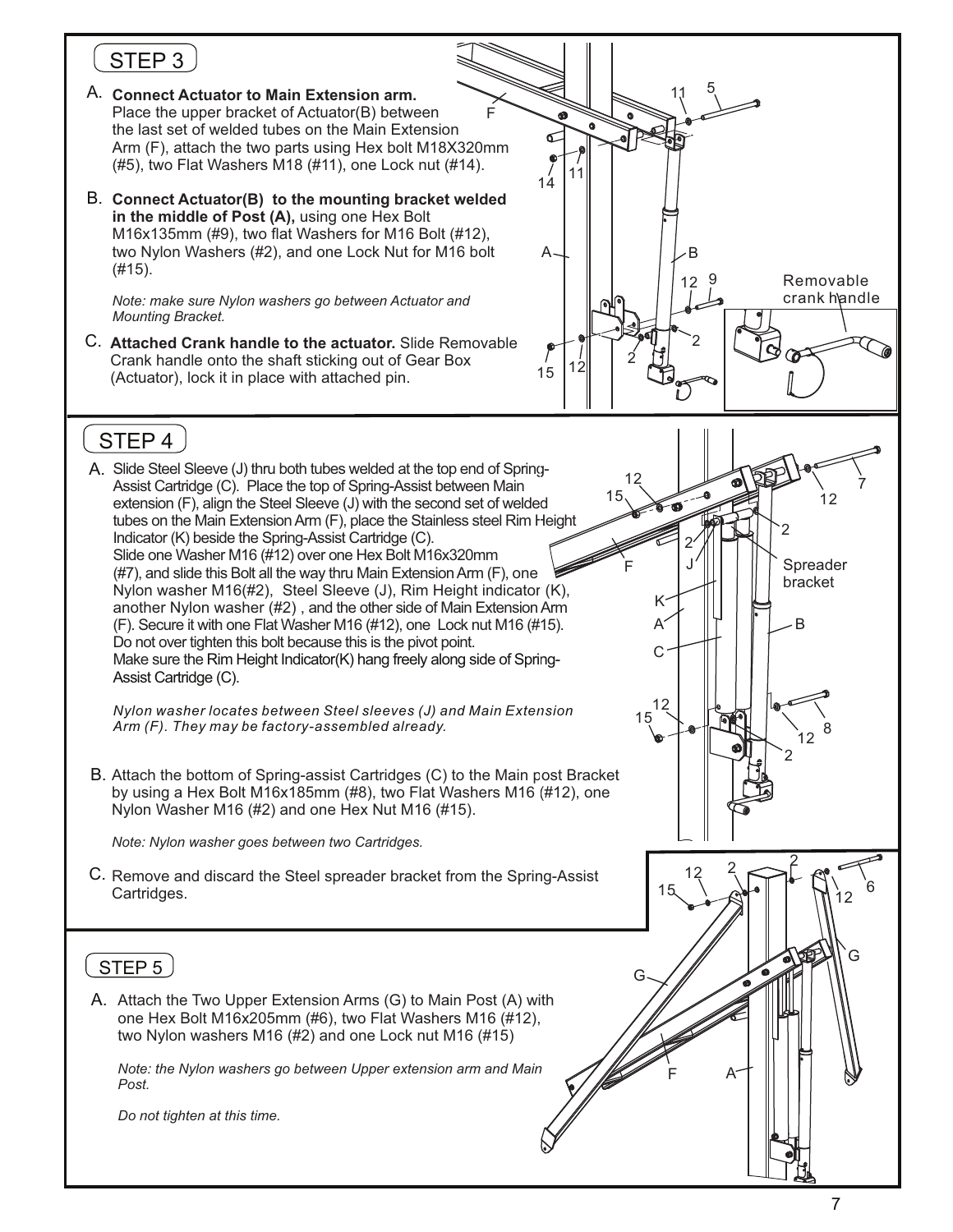## STEP 3

A. **Connect Actuator to Main Extension arm.** Place the upper bracket of Actuator(B) between the last set of welded tubes on the Main Extension Arm (F), attach the two parts using Hex bolt M18X320mm (#5), two Flat Washers M18 (#11), one Lock nut (#14).

B. **Connect Actuator(B) to the mounting bracket welded in the middle of Post (A),** using one Hex Bolt M16x135mm (#9), two flat Washers for M16 Bolt (#12), two Nylon Washers (#2), and one Lock Nut for M16 bolt (#15).

*Note: make sure Nylon washers go between Actuator and Mounting Bracket.*

C. **Attached Crank handle to the actuator.** Slide Removable Crank handle onto the shaft sticking out of Gear Box (Actuator), lock it in place with attached pin.

## STEP 4

A. Slide Steel Sleeve (J) thru both tubes welded at the top end of Spring-Assist Cartridge (C). Place the top of Spring-Assist between Main extension (F), align the Steel Sleeve (J) with the second set of welded tubes on the Main Extension Arm (F), place the Stainless steel Rim Height Indicator (K) beside the Spring-Assist Cartridge (C).
Slide one Washer M16 (#12) over one Hex Bolt M16x320mm (#7), and slide this Bolt all the way thru Main Extension Arm (F), one Nylon washer M16(#2), Steel Sleeve (J), Rim Height indicator (K), another Nylon washer (#2) , and the other side of Main Extension Arm (F). Secure it with one Flat Washer M16 (#12), one Lock nut M16 (#15).
Do not over tighten this bolt because this is the pivot point.
Make sure the Rim Height Indicator(K) hang freely along side of Spring-Assist Cartridge (C).

*Nylon washer locates between Steel sleeves (J) and Main Extension Arm (F). They may be factory-assembled already.*

B. Attach the bottom of Spring-assist Cartridges (C) to the Main post Bracket by using a Hex Bolt M16x185mm (#8), two Flat Washers M16 (#12), one Nylon Washer M16 (#2) and one Hex Nut M16 (#15).

*Note: Nylon washer goes between two Cartridges.*

C. Remove and discard the Steel spreader bracket from the Spring-Assist Cartridges.

## STEP 5

A. Attach the Two Upper Extension Arms (G) to Main Post (A) with one Hex Bolt M16x205mm (#6), two Flat Washers M16 (#12), two Nylon washers M16 (#2) and one Lock nut M16 (#15)

*Note: the Nylon washers go between Upper extension arm and Main Post.*

*Do not tighten at this time.*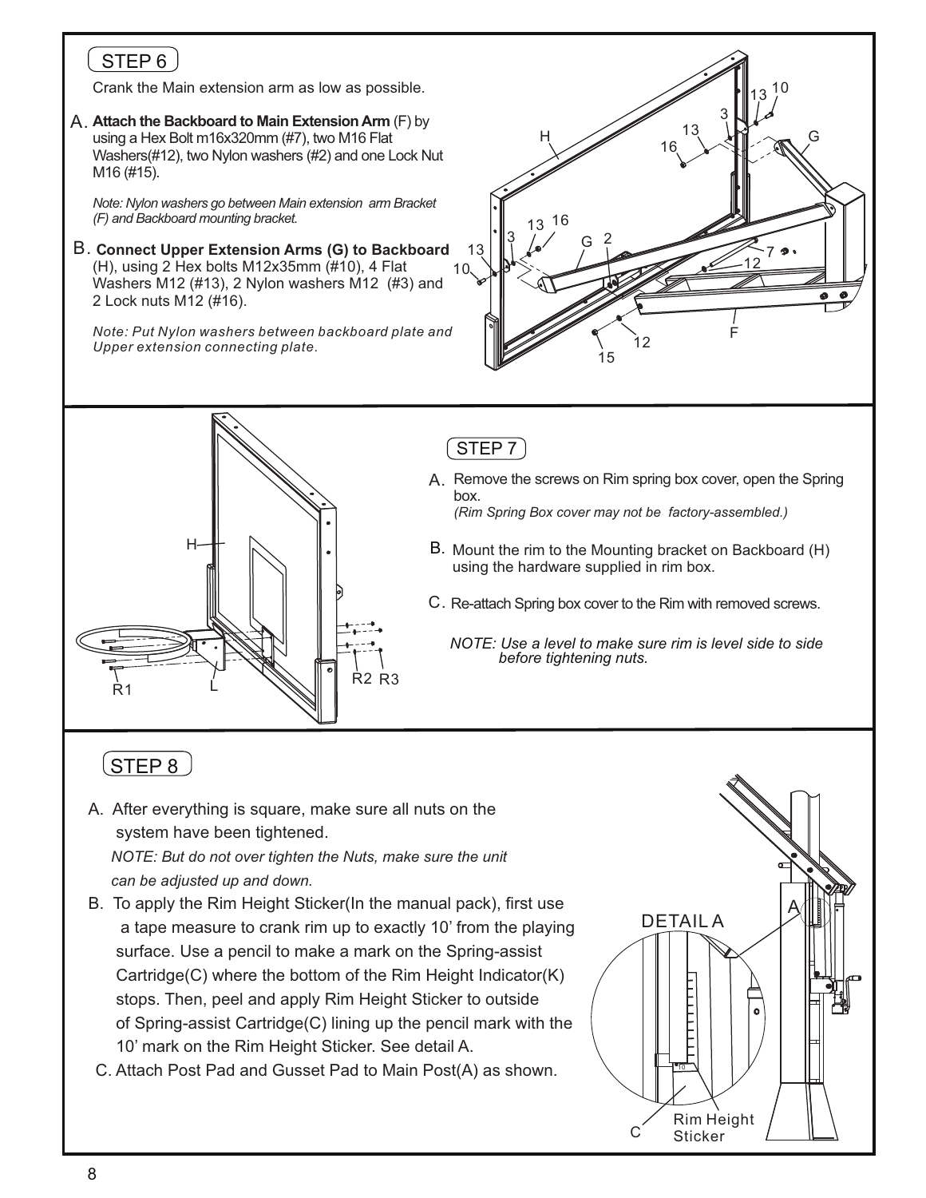## STEP 6

Crank the Main extension arm as low as possible.

A. **Attach the Backboard to Main Extension Arm** (F) by using a Hex Bolt m16x320mm (#7), two M16 Flat Washers(#12), two Nylon washers (#2) and one Lock Nut M16 (#15).

*Note: Nylon washers go between Main extension arm Bracket (F) and Backboard mounting bracket.*

B. **Connect Upper Extension Arms (G) to Backboard** (H), using 2 Hex bolts M12x35mm (#10), 4 Flat Washers M12 (#13), 2 Nylon washers M12 (#3) and 2 Lock nuts M12 (#16).

*Note: Put Nylon washers between backboard plate and Upper extension connecting plate.*

## STEP 7

A. Remove the screws on Rim spring box cover, open the Spring box.
*(Rim Spring Box cover may not be factory-assembled.)*

B. Mount the rim to the Mounting bracket on Backboard (H) using the hardware supplied in rim box.

C. Re-attach Spring box cover to the Rim with removed screws.

*NOTE: Use a level to make sure rim is level side to side before tightening nuts.*

## STEP 8

A. After everything is square, make sure all nuts on the system have been tightened.
*NOTE: But do not over tighten the Nuts, make sure the unit can be adjusted up and down.*

B. To apply the Rim Height Sticker(In the manual pack), first use a tape measure to crank rim up to exactly 10' from the playing surface. Use a pencil to make a mark on the Spring-assist Cartridge(C) where the bottom of the Rim Height Indicator(K) stops. Then, peel and apply Rim Height Sticker to outside of Spring-assist Cartridge(C) lining up the pencil mark with the 10' mark on the Rim Height Sticker. See detail A.

C. Attach Post Pad and Gusset Pad to Main Post(A) as shown.

DETAIL A

Rim Height Sticker